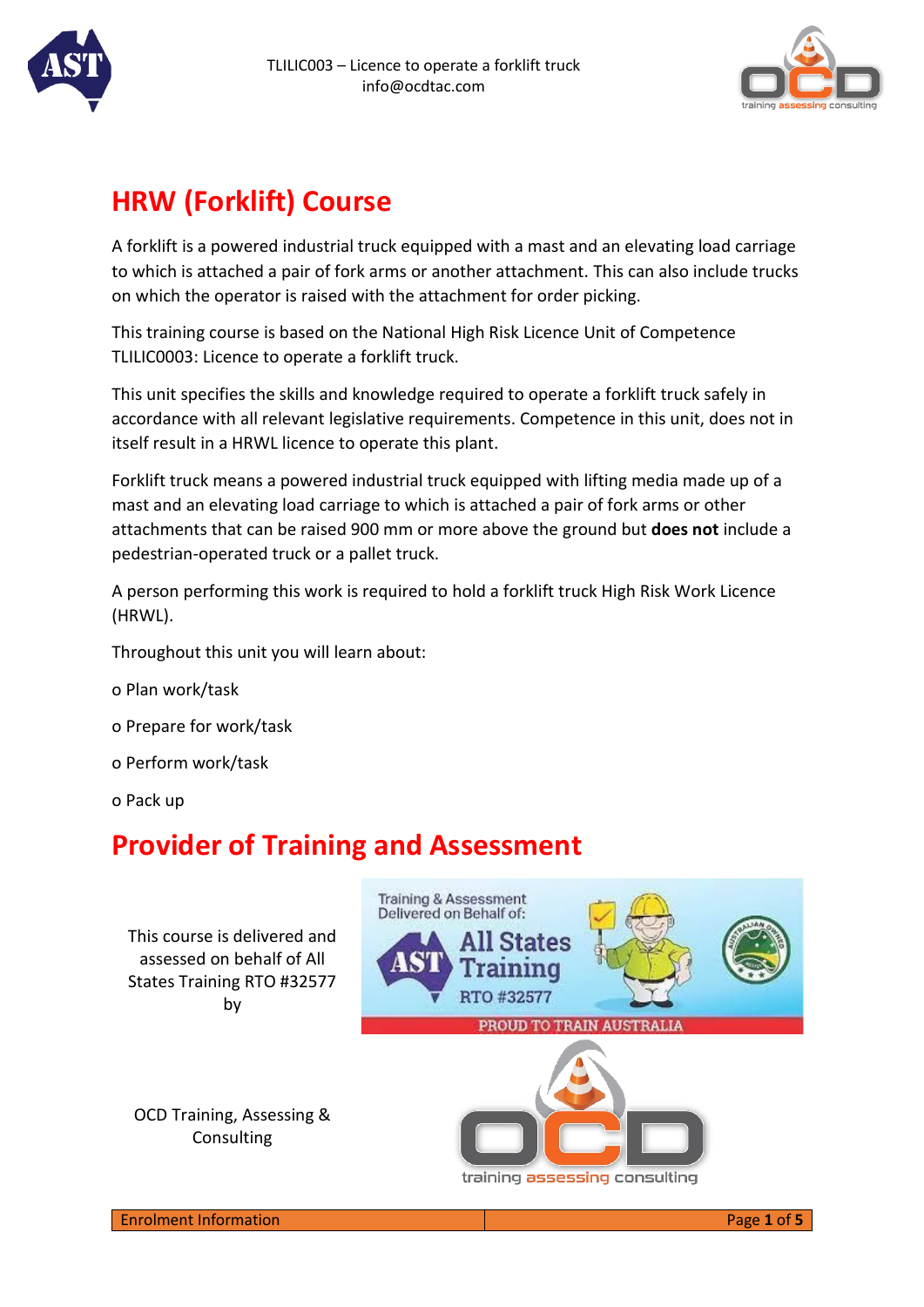# HRW (Forklift) Course

A forklift is a powered industrial truck equipped with a mast and an elevating load carriage to which is attached a pair of fork arms or another attachment. This can also include trucks on which the operator is raised with the attachment for order picking.

This training course is based on the National High Risk Licence Unit of Competence TLILIC0003: Licence to operate a forklift truck.

This unit specifies the skills and knowledge required to operate a forklift truck safely in accordance with all relevant legislative requirements. Competence in this unit, does not in itself result in a HRWL licence to operate this plant.

Forklift truck means a powered industrial truck equipped with lifting media made up of a mast and an elevating load carriage to which is attached a pair of fork arms or other attachments that can be raised 900 mm or more above the ground but **does not** include a pedestrian-operated truck or a pallet truck.

A person performing this work is required to hold a forklift truck High Risk Work Licence (HRWL).

Throughout this unit you will learn about:

- Plan work/task
- Prepare for work/task
- Perform work/task
- Pack up

# Provider of Training and Assessment

This course is delivered and assessed on behalf of All States Training RTO #32577 by

OCD Training, Assessing & Consulting

Enrolment Information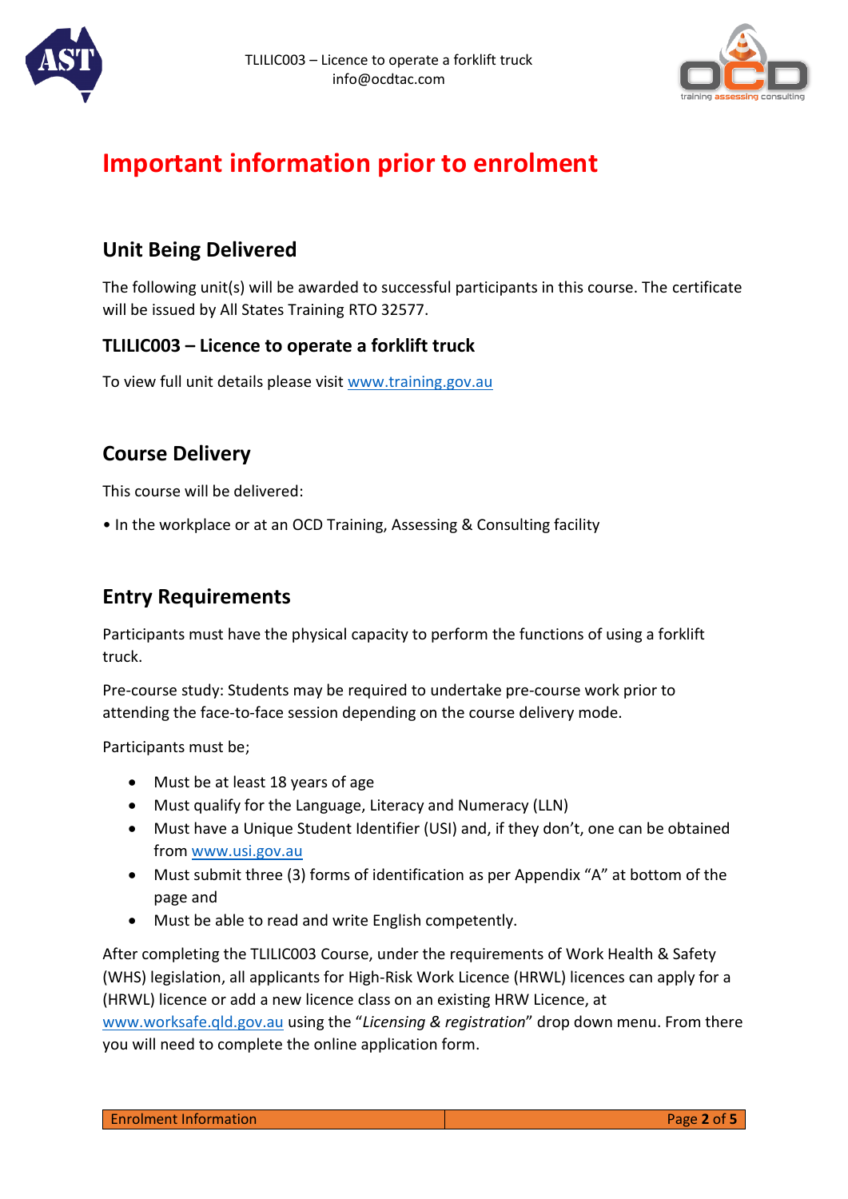# Important information prior to enrolment

## Unit Being Delivered

The following unit(s) will be awarded to successful participants in this course. The certificate will be issued by All States Training RTO 32577.

### TLILIC003 – Licence to operate a forklift truck

To view full unit details please visit www.training.gov.au

## Course Delivery

This course will be delivered:

• In the workplace or at an OCD Training, Assessing & Consulting facility

## Entry Requirements

Participants must have the physical capacity to perform the functions of using a forklift truck.

Pre-course study: Students may be required to undertake pre-course work prior to attending the face-to-face session depending on the course delivery mode.

Participants must be;

- Must be at least 18 years of age
- Must qualify for the Language, Literacy and Numeracy (LLN)
- Must have a Unique Student Identifier (USI) and, if they don't, one can be obtained from www.usi.gov.au
- Must submit three (3) forms of identification as per Appendix "A" at bottom of the page and
- Must be able to read and write English competently.

After completing the TLILIC003 Course, under the requirements of Work Health & Safety (WHS) legislation, all applicants for High-Risk Work Licence (HRWL) licences can apply for a (HRWL) licence or add a new licence class on an existing HRW Licence, at www.worksafe.qld.gov.au using the "*Licensing & registration*" drop down menu. From there you will need to complete the online application form.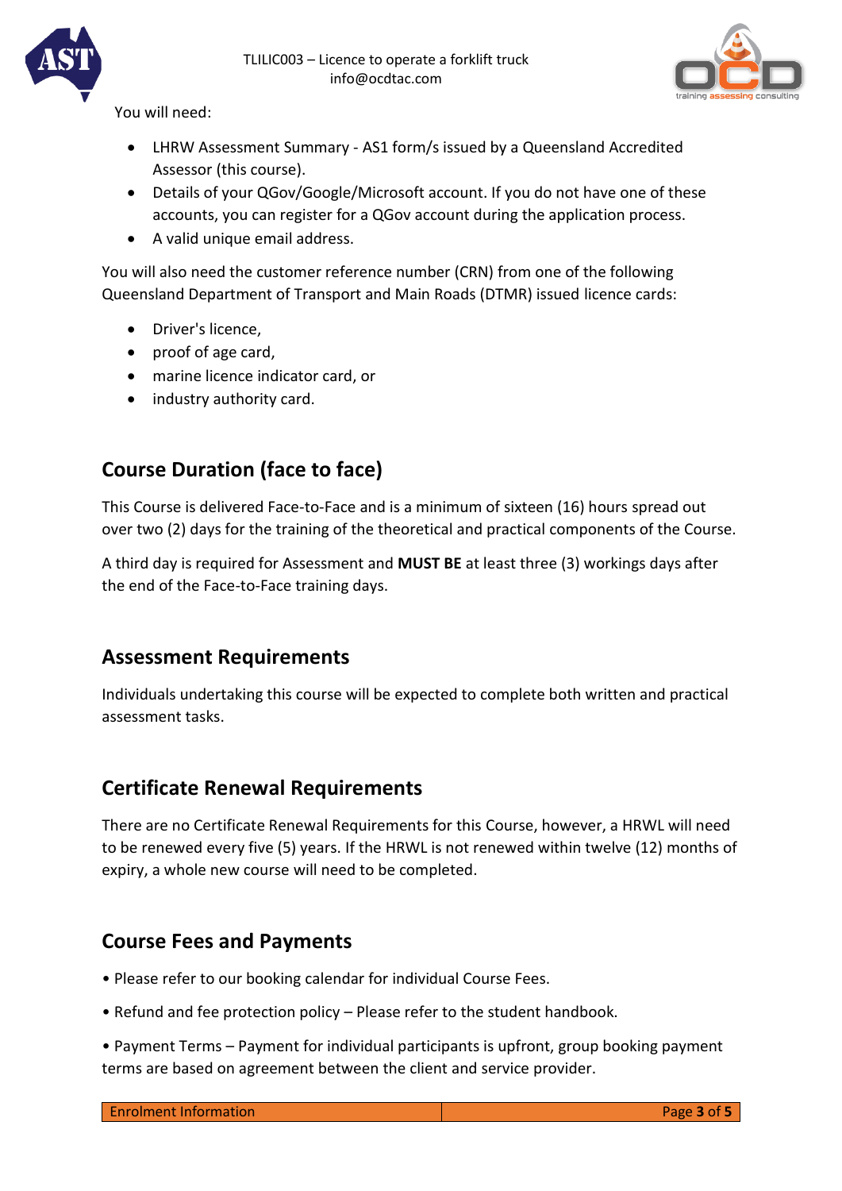You will need:

- LHRW Assessment Summary - AS1 form/s issued by a Queensland Accredited Assessor (this course).
- Details of your QGov/Google/Microsoft account. If you do not have one of these accounts, you can register for a QGov account during the application process.
- A valid unique email address.

You will also need the customer reference number (CRN) from one of the following Queensland Department of Transport and Main Roads (DTMR) issued licence cards:

- Driver's licence,
- proof of age card,
- marine licence indicator card, or
- industry authority card.

## Course Duration (face to face)

This Course is delivered Face-to-Face and is a minimum of sixteen (16) hours spread out over two (2) days for the training of the theoretical and practical components of the Course.

A third day is required for Assessment and **MUST BE** at least three (3) workings days after the end of the Face-to-Face training days.

## Assessment Requirements

Individuals undertaking this course will be expected to complete both written and practical assessment tasks.

## Certificate Renewal Requirements

There are no Certificate Renewal Requirements for this Course, however, a HRWL will need to be renewed every five (5) years. If the HRWL is not renewed within twelve (12) months of expiry, a whole new course will need to be completed.

## Course Fees and Payments

• Please refer to our booking calendar for individual Course Fees.

• Refund and fee protection policy – Please refer to the student handbook.

• Payment Terms – Payment for individual participants is upfront, group booking payment terms are based on agreement between the client and service provider.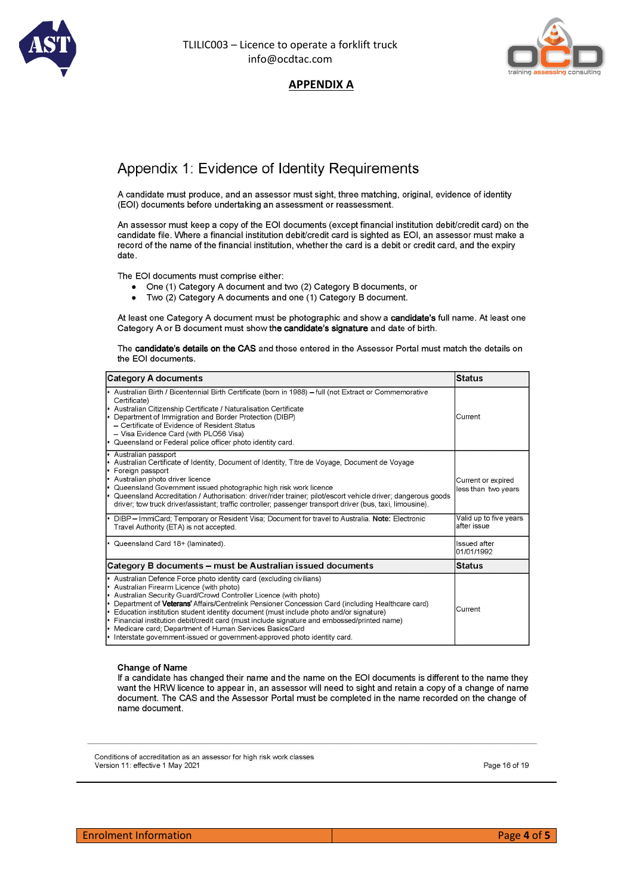## APPENDIX A

# Appendix 1: Evidence of Identity Requirements

A candidate must produce, and an assessor must sight, three matching, original, evidence of identity (EOI) documents before undertaking an assessment or reassessment.

An assessor must keep a copy of the EOI documents (except financial institution debit/credit card) on the candidate file. Where a financial institution debit/credit card is sighted as EOI, an assessor must make a record of the name of the financial institution, whether the card is a debit or credit card, and the expiry date.

The EOI documents must comprise either:

- One (1) Category A document and two (2) Category B documents, or
- Two (2) Category A documents and one (1) Category B document.

At least one Category A document must be photographic and show a candidate's full name. At least one Category A or B document must show the candidate's signature and date of birth.

The candidate's details on the CAS and those entered in the Assessor Portal must match the details on the EOI documents.

| Category A documents | Status |
|---|---|
| • Australian Birth / Bicentennial Birth Certificate (born in 1988) – full (not Extract or Commemorative Certificate)<br>• Australian Citizenship Certificate / Naturalisation Certificate<br>• Department of Immigration and Border Protection (DIBP)<br>– Certificate of Evidence of Resident Status<br>– Visa Evidence Card (with PLO56 Visa)<br>• Queensland or Federal police officer photo identity card. | Current |
| • Australian passport<br>• Australian Certificate of Identity, Document of Identity, Titre de Voyage, Document de Voyage<br>• Foreign passport<br>• Australian photo driver licence<br>• Queensland Government issued photographic high risk work licence<br>• Queensland Accreditation / Authorisation: driver/rider trainer; pilot/escort vehicle driver; dangerous goods driver; tow truck driver/assistant; traffic controller; passenger transport driver (bus, taxi, limousine). | Current or expired less than two years |
| • DIBP – ImmiCard; Temporary or Resident Visa; Document for travel to Australia. **Note:** Electronic Travel Authority (ETA) is not accepted. | Valid up to five years after issue |
| • Queensland Card 18+ (laminated). | Issued after 01/01/1992 |
| **Category B documents – must be Australian issued documents** | **Status** |
| • Australian Defence Force photo identity card (excluding civilians)<br>• Australian Firearm Licence (with photo)<br>• Australian Security Guard/Crowd Controller Licence (with photo)<br>• Department of Veterans' Affairs/Centrelink Pensioner Concession Card (including Healthcare card)<br>• Education institution student identity document (must include photo and/or signature)<br>• Financial institution debit/credit card (must include signature and embossed/printed name)<br>• Medicare card; Department of Human Services BasicsCard<br>• Interstate government-issued or government-approved photo identity card. | Current |

**Change of Name**

If a candidate has changed their name and the name on the EOI documents is different to the name they want the HRW licence to appear in, an assessor will need to sight and retain a copy of a change of name document. The CAS and the Assessor Portal must be completed in the name recorded on the change of name document.

Conditions of accreditation as an assessor for high risk work classes
Version 11: effective 1 May 2021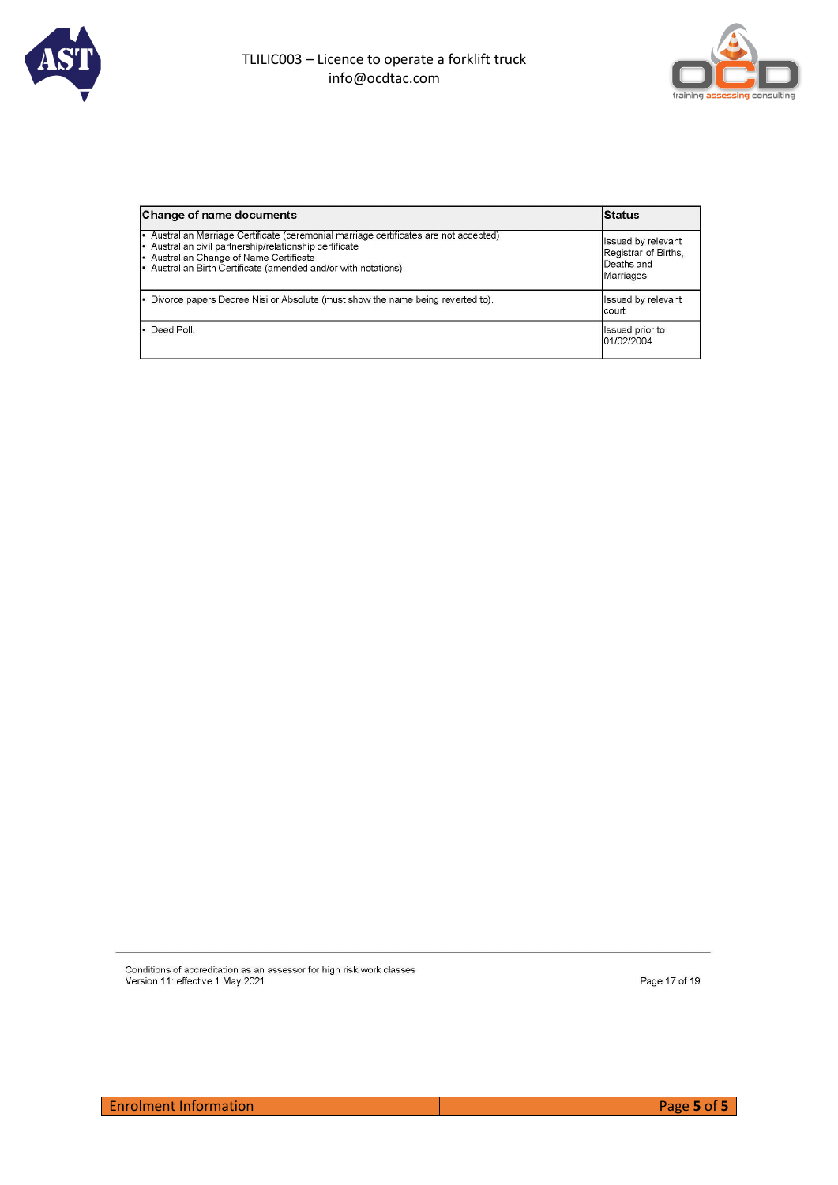| Change of name documents | Status |
| --- | --- |
| • Australian Marriage Certificate (ceremonial marriage certificates are not accepted)<br>• Australian civil partnership/relationship certificate<br>• Australian Change of Name Certificate<br>• Australian Birth Certificate (amended and/or with notations). | Issued by relevant Registrar of Births, Deaths and Marriages |
| • Divorce papers Decree Nisi or Absolute (must show the name being reverted to). | Issued by relevant court |
| • Deed Poll. | Issued prior to 01/02/2004 |